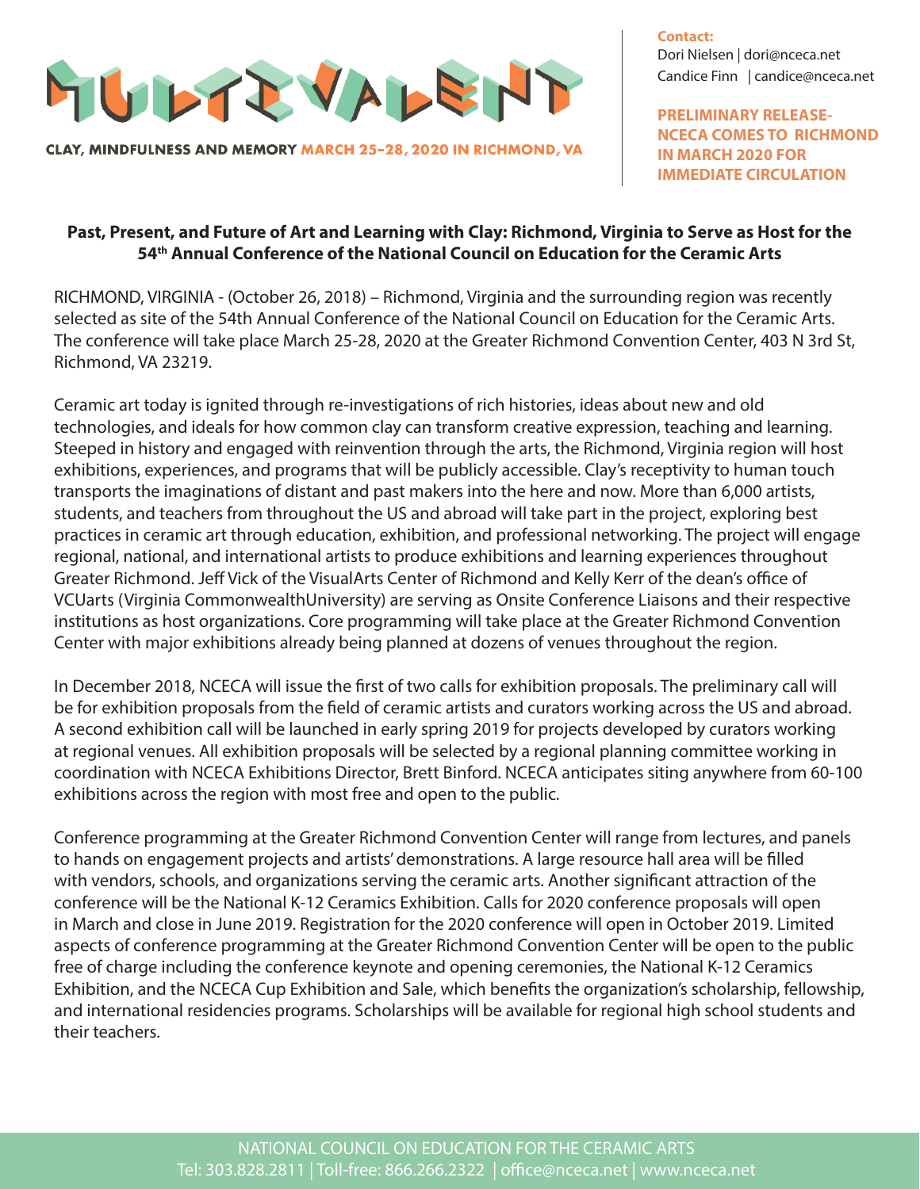MULTIVALENT

CLAY, MINDFULNESS AND MEMORY MARCH 25-28, 2020 IN RICHMOND, VA

**Contact:**
Dori Nielsen | dori@nceca.net
Candice Finn | candice@nceca.net

**PRELIMINARY RELEASE- NCECA COMES TO RICHMOND IN MARCH 2020 FOR IMMEDIATE CIRCULATION**

**Past, Present, and Future of Art and Learning with Clay: Richmond, Virginia to Serve as Host for the 54th Annual Conference of the National Council on Education for the Ceramic Arts**

RICHMOND, VIRGINIA - (October 26, 2018) – Richmond, Virginia and the surrounding region was recently selected as site of the 54th Annual Conference of the National Council on Education for the Ceramic Arts. The conference will take place March 25-28, 2020 at the Greater Richmond Convention Center, 403 N 3rd St, Richmond, VA 23219.

Ceramic art today is ignited through re-investigations of rich histories, ideas about new and old technologies, and ideals for how common clay can transform creative expression, teaching and learning. Steeped in history and engaged with reinvention through the arts, the Richmond, Virginia region will host exhibitions, experiences, and programs that will be publicly accessible. Clay's receptivity to human touch transports the imaginations of distant and past makers into the here and now. More than 6,000 artists, students, and teachers from throughout the US and abroad will take part in the project, exploring best practices in ceramic art through education, exhibition, and professional networking. The project will engage regional, national, and international artists to produce exhibitions and learning experiences throughout Greater Richmond. Jeff Vick of the VisualArts Center of Richmond and Kelly Kerr of the dean's office of VCUarts (Virginia CommonwealthUniversity) are serving as Onsite Conference Liaisons and their respective institutions as host organizations. Core programming will take place at the Greater Richmond Convention Center with major exhibitions already being planned at dozens of venues throughout the region.

In December 2018, NCECA will issue the first of two calls for exhibition proposals. The preliminary call will be for exhibition proposals from the field of ceramic artists and curators working across the US and abroad. A second exhibition call will be launched in early spring 2019 for projects developed by curators working at regional venues. All exhibition proposals will be selected by a regional planning committee working in coordination with NCECA Exhibitions Director, Brett Binford. NCECA anticipates siting anywhere from 60-100 exhibitions across the region with most free and open to the public.

Conference programming at the Greater Richmond Convention Center will range from lectures, and panels to hands on engagement projects and artists' demonstrations. A large resource hall area will be filled with vendors, schools, and organizations serving the ceramic arts. Another significant attraction of the conference will be the National K-12 Ceramics Exhibition. Calls for 2020 conference proposals will open in March and close in June 2019. Registration for the 2020 conference will open in October 2019. Limited aspects of conference programming at the Greater Richmond Convention Center will be open to the public free of charge including the conference keynote and opening ceremonies, the National K-12 Ceramics Exhibition, and the NCECA Cup Exhibition and Sale, which benefits the organization's scholarship, fellowship, and international residencies programs. Scholarships will be available for regional high school students and their teachers.

NATIONAL COUNCIL ON EDUCATION FOR THE CERAMIC ARTS
Tel: 303.828.2811 | Toll-free: 866.266.2322 | office@nceca.net | www.nceca.net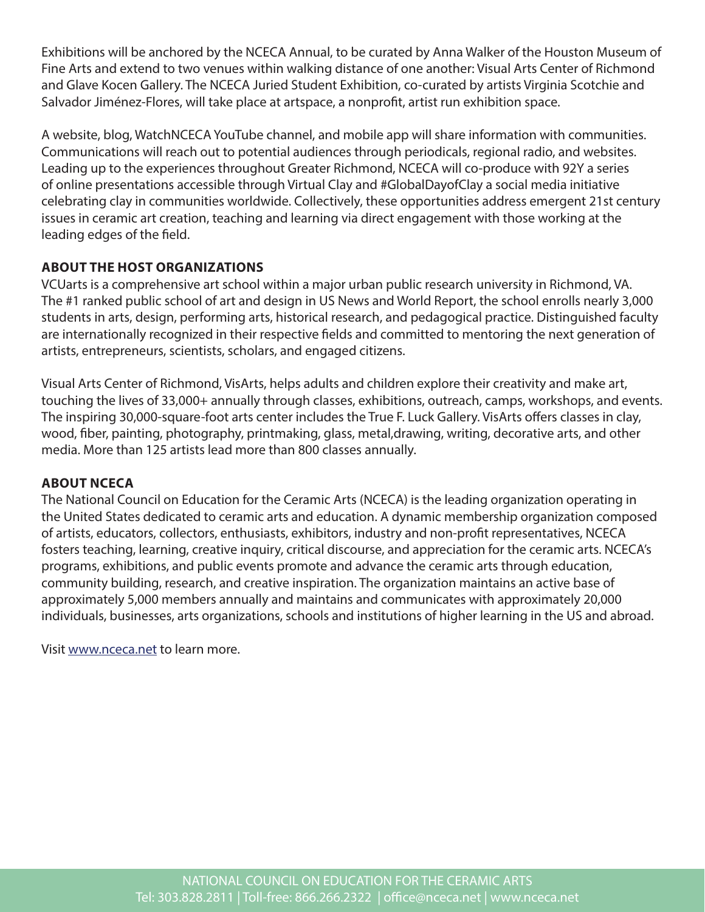Exhibitions will be anchored by the NCECA Annual, to be curated by Anna Walker of the Houston Museum of Fine Arts and extend to two venues within walking distance of one another: Visual Arts Center of Richmond and Glave Kocen Gallery. The NCECA Juried Student Exhibition, co-curated by artists Virginia Scotchie and Salvador Jiménez-Flores, will take place at artspace, a nonprofit, artist run exhibition space.

A website, blog, WatchNCECA YouTube channel, and mobile app will share information with communities. Communications will reach out to potential audiences through periodicals, regional radio, and websites. Leading up to the experiences throughout Greater Richmond, NCECA will co-produce with 92Y a series of online presentations accessible through Virtual Clay and #GlobalDayofClay a social media initiative celebrating clay in communities worldwide. Collectively, these opportunities address emergent 21st century issues in ceramic art creation, teaching and learning via direct engagement with those working at the leading edges of the field.

**ABOUT THE HOST ORGANIZATIONS**

VCUarts is a comprehensive art school within a major urban public research university in Richmond, VA. The #1 ranked public school of art and design in US News and World Report, the school enrolls nearly 3,000 students in arts, design, performing arts, historical research, and pedagogical practice. Distinguished faculty are internationally recognized in their respective fields and committed to mentoring the next generation of artists, entrepreneurs, scientists, scholars, and engaged citizens.

Visual Arts Center of Richmond, VisArts, helps adults and children explore their creativity and make art, touching the lives of 33,000+ annually through classes, exhibitions, outreach, camps, workshops, and events. The inspiring 30,000-square-foot arts center includes the True F. Luck Gallery. VisArts offers classes in clay, wood, fiber, painting, photography, printmaking, glass, metal,drawing, writing, decorative arts, and other media. More than 125 artists lead more than 800 classes annually.

**ABOUT NCECA**

The National Council on Education for the Ceramic Arts (NCECA) is the leading organization operating in the United States dedicated to ceramic arts and education. A dynamic membership organization composed of artists, educators, collectors, enthusiasts, exhibitors, industry and non-profit representatives, NCECA fosters teaching, learning, creative inquiry, critical discourse, and appreciation for the ceramic arts. NCECA's programs, exhibitions, and public events promote and advance the ceramic arts through education, community building, research, and creative inspiration. The organization maintains an active base of approximately 5,000 members annually and maintains and communicates with approximately 20,000 individuals, businesses, arts organizations, schools and institutions of higher learning in the US and abroad.

Visit [www.nceca.net](http://www.nceca.net) to learn more.

NATIONAL COUNCIL ON EDUCATION FOR THE CERAMIC ARTS
Tel: 303.828.2811 | Toll-free: 866.266.2322 | office@nceca.net | www.nceca.net